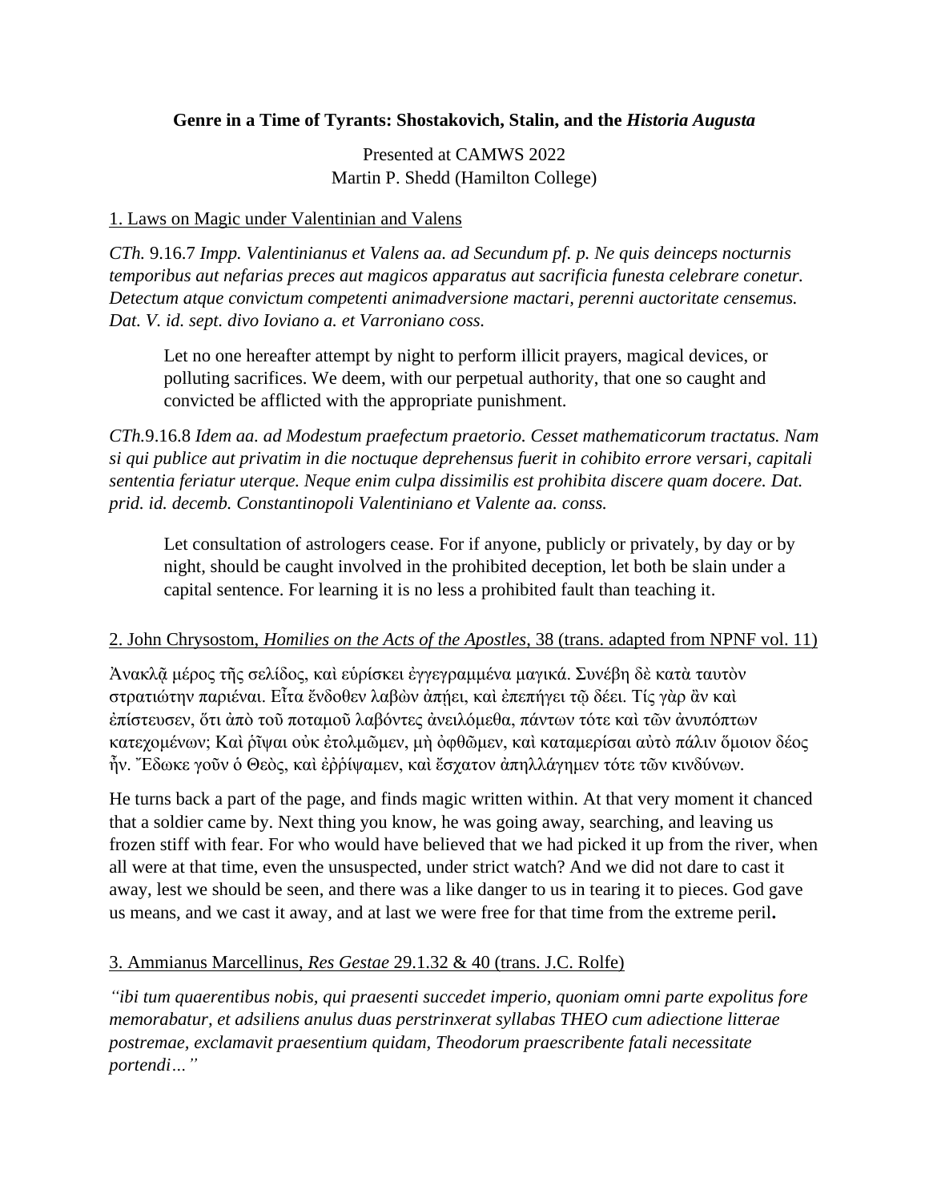**Genre in a Time of Tyrants: Shostakovich, Stalin, and the *Historia Augusta***

Presented at CAMWS 2022
Martin P. Shedd (Hamilton College)

1. Laws on Magic under Valentinian and Valens

*CTh.* 9.16.7 *Impp. Valentinianus et Valens aa. ad Secundum pf. p. Ne quis deinceps nocturnis temporibus aut nefarias preces aut magicos apparatus aut sacrificia funesta celebrare conetur. Detectum atque convictum competenti animadversione mactari, perenni auctoritate censemus. Dat. V. id. sept. divo Ioviano a. et Varroniano coss.*

> Let no one hereafter attempt by night to perform illicit prayers, magical devices, or polluting sacrifices. We deem, with our perpetual authority, that one so caught and convicted be afflicted with the appropriate punishment.

*CTh.*9.16.8 *Idem aa. ad Modestum praefectum praetorio. Cesset mathematicorum tractatus. Nam si qui publice aut privatim in die noctuque deprehensus fuerit in cohibito errore versari, capitali sententia feriatur uterque. Neque enim culpa dissimilis est prohibita discere quam docere. Dat. prid. id. decemb. Constantinopoli Valentiniano et Valente aa. conss.*

> Let consultation of astrologers cease. For if anyone, publicly or privately, by day or by night, should be caught involved in the prohibited deception, let both be slain under a capital sentence. For learning it is no less a prohibited fault than teaching it.

2. John Chrysostom, *Homilies on the Acts of the Apostles*, 38 (trans. adapted from NPNF vol. 11)

Ἀνακλᾷ μέρος τῆς σελίδος, καὶ εὑρίσκει ἐγγεγραμμένα μαγικά. Συνέβη δὲ κατὰ ταυτὸν στρατιώτην παριέναι. Εἶτα ἔνδοθεν λαβὼν ἀπῄει, καὶ ἐπεπήγει τῷ δέει. Τίς γὰρ ἂν καὶ ἐπίστευσεν, ὅτι ἀπὸ τοῦ ποταμοῦ λαβόντες ἀνειλόμεθα, πάντων τότε καὶ τῶν ἀνυπόπτων κατεχομένων; Καὶ ῥῖψαι οὐκ ἐτολμῶμεν, μὴ ὀφθῶμεν, καὶ καταμερίσαι αὐτὸ πάλιν ὅμοιον δέος ἦν. Ἔδωκε γοῦν ὁ Θεὸς, καὶ ἐῤῥίψαμεν, καὶ ἔσχατον ἀπηλλάγημεν τότε τῶν κινδύνων.

He turns back a part of the page, and finds magic written within. At that very moment it chanced that a soldier came by. Next thing you know, he was going away, searching, and leaving us frozen stiff with fear. For who would have believed that we had picked it up from the river, when all were at that time, even the unsuspected, under strict watch? And we did not dare to cast it away, lest we should be seen, and there was a like danger to us in tearing it to pieces. God gave us means, and we cast it away, and at last we were free for that time from the extreme peril**.**

3. Ammianus Marcellinus, *Res Gestae* 29.1.32 & 40 (trans. J.C. Rolfe)

*"ibi tum quaerentibus nobis, qui praesenti succedet imperio, quoniam omni parte expolitus fore memorabatur, et adsiliens anulus duas perstrinxerat syllabas THEO cum adiectione litterae postremae, exclamavit praesentium quidam, Theodorum praescribente fatali necessitate portendi…"*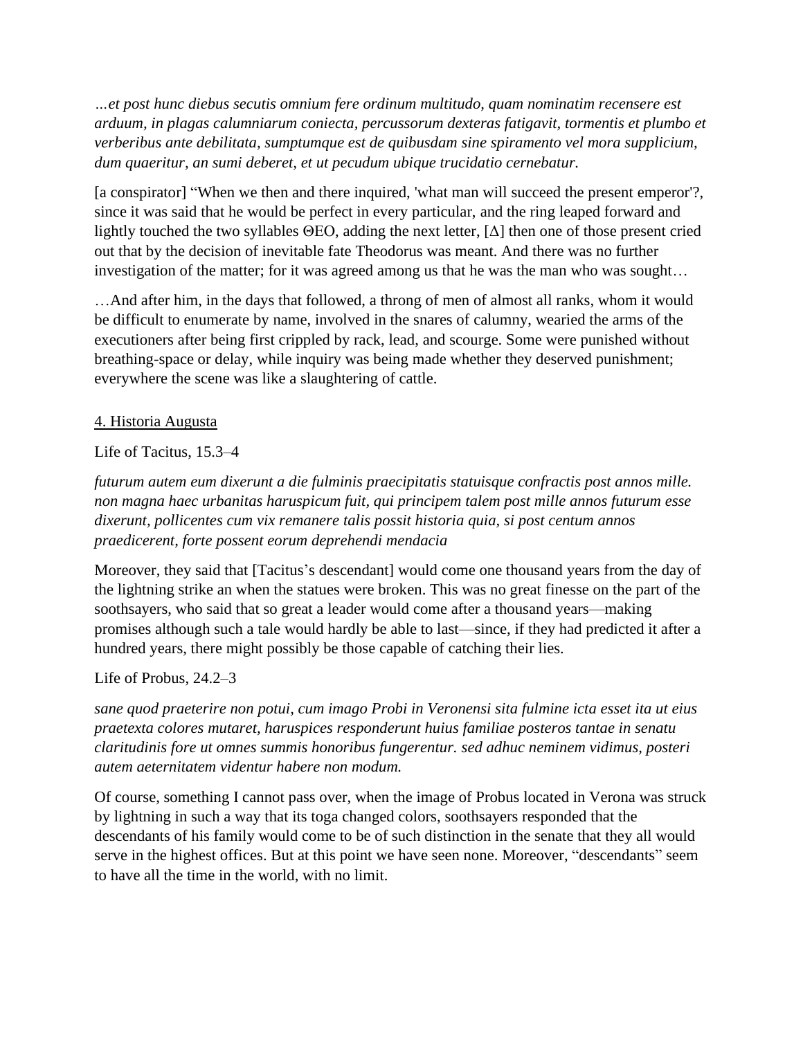*…et post hunc diebus secutis omnium fere ordinum multitudo, quam nominatim recensere est arduum, in plagas calumniarum coniecta, percussorum dexteras fatigavit, tormentis et plumbo et verberibus ante debilitata, sumptumque est de quibusdam sine spiramento vel mora supplicium, dum quaeritur, an sumi deberet, et ut pecudum ubique trucidatio cernebatur.*

[a conspirator] "When we then and there inquired, 'what man will succeed the present emperor'?, since it was said that he would be perfect in every particular, and the ring leaped forward and lightly touched the two syllables ΘΕΟ, adding the next letter, [Δ] then one of those present cried out that by the decision of inevitable fate Theodorus was meant. And there was no further investigation of the matter; for it was agreed among us that he was the man who was sought…

…And after him, in the days that followed, a throng of men of almost all ranks, whom it would be difficult to enumerate by name, involved in the snares of calumny, wearied the arms of the executioners after being first crippled by rack, lead, and scourge. Some were punished without breathing-space or delay, while inquiry was being made whether they deserved punishment; everywhere the scene was like a slaughtering of cattle.

<u>4. Historia Augusta</u>

Life of Tacitus, 15.3–4

*futurum autem eum dixerunt a die fulminis praecipitatis statuisque confractis post annos mille. non magna haec urbanitas haruspicum fuit, qui principem talem post mille annos futurum esse dixerunt, pollicentes cum vix remanere talis possit historia quia, si post centum annos praedicerent, forte possent eorum deprehendi mendacia*

Moreover, they said that [Tacitus's descendant] would come one thousand years from the day of the lightning strike an when the statues were broken. This was no great finesse on the part of the soothsayers, who said that so great a leader would come after a thousand years—making promises although such a tale would hardly be able to last—since, if they had predicted it after a hundred years, there might possibly be those capable of catching their lies.

Life of Probus, 24.2–3

*sane quod praeterire non potui, cum imago Probi in Veronensi sita fulmine icta esset ita ut eius praetexta colores mutaret, haruspices responderunt huius familiae posteros tantae in senatu claritudinis fore ut omnes summis honoribus fungerentur. sed adhuc neminem vidimus, posteri autem aeternitatem videntur habere non modum.*

Of course, something I cannot pass over, when the image of Probus located in Verona was struck by lightning in such a way that its toga changed colors, soothsayers responded that the descendants of his family would come to be of such distinction in the senate that they all would serve in the highest offices. But at this point we have seen none. Moreover, "descendants" seem to have all the time in the world, with no limit.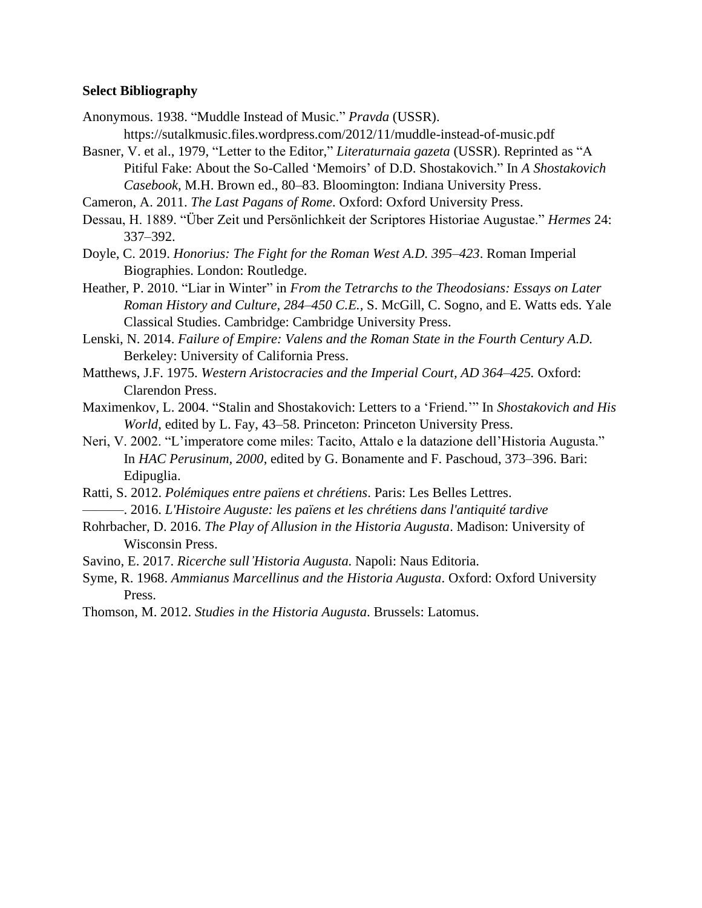**Select Bibliography**

Anonymous. 1938. "Muddle Instead of Music." *Pravda* (USSR). https://sutalkmusic.files.wordpress.com/2012/11/muddle-instead-of-music.pdf

Basner, V. et al., 1979, "Letter to the Editor," *Literaturnaia gazeta* (USSR). Reprinted as "A Pitiful Fake: About the So-Called 'Memoirs' of D.D. Shostakovich." In *A Shostakovich Casebook*, M.H. Brown ed., 80–83. Bloomington: Indiana University Press.

Cameron, A. 2011. *The Last Pagans of Rome*. Oxford: Oxford University Press.

Dessau, H. 1889. "Über Zeit und Persönlichkeit der Scriptores Historiae Augustae." *Hermes* 24: 337–392.

Doyle, C. 2019. *Honorius: The Fight for the Roman West A.D. 395–423*. Roman Imperial Biographies. London: Routledge.

Heather, P. 2010. "Liar in Winter" in *From the Tetrarchs to the Theodosians: Essays on Later Roman History and Culture, 284–450 C.E.*, S. McGill, C. Sogno, and E. Watts eds. Yale Classical Studies. Cambridge: Cambridge University Press.

Lenski, N. 2014. *Failure of Empire: Valens and the Roman State in the Fourth Century A.D.* Berkeley: University of California Press.

Matthews, J.F. 1975. *Western Aristocracies and the Imperial Court, AD 364–425.* Oxford: Clarendon Press.

Maximenkov, L. 2004. "Stalin and Shostakovich: Letters to a 'Friend.'" In *Shostakovich and His World*, edited by L. Fay, 43–58. Princeton: Princeton University Press.

Neri, V. 2002. "L'imperatore come miles: Tacito, Attalo e la datazione dell'Historia Augusta." In *HAC Perusinum, 2000*, edited by G. Bonamente and F. Paschoud, 373–396. Bari: Edipuglia.

Ratti, S. 2012. *Polémiques entre païens et chrétiens*. Paris: Les Belles Lettres.

———. 2016. *L'Histoire Auguste: les païens et les chrétiens dans l'antiquité tardive*

Rohrbacher, D. 2016. *The Play of Allusion in the Historia Augusta*. Madison: University of Wisconsin Press.

Savino, E. 2017. *Ricerche sull'Historia Augusta.* Napoli: Naus Editoria.

Syme, R. 1968. *Ammianus Marcellinus and the Historia Augusta*. Oxford: Oxford University Press.

Thomson, M. 2012. *Studies in the Historia Augusta*. Brussels: Latomus.